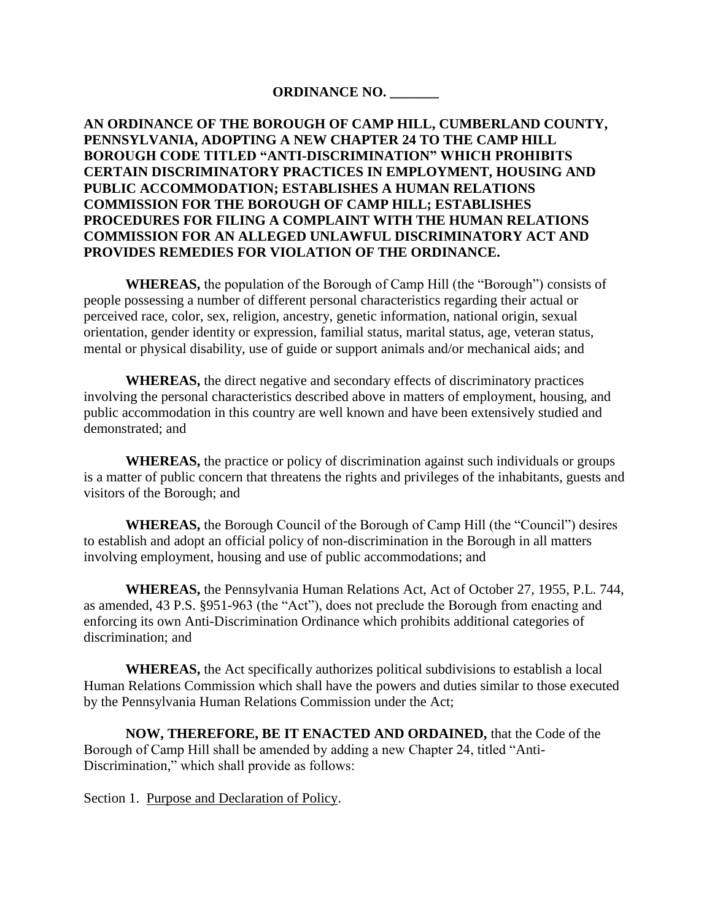**ORDINANCE NO. _______**

**AN ORDINANCE OF THE BOROUGH OF CAMP HILL, CUMBERLAND COUNTY, PENNSYLVANIA, ADOPTING A NEW CHAPTER 24 TO THE CAMP HILL BOROUGH CODE TITLED "ANTI-DISCRIMINATION" WHICH PROHIBITS CERTAIN DISCRIMINATORY PRACTICES IN EMPLOYMENT, HOUSING AND PUBLIC ACCOMMODATION; ESTABLISHES A HUMAN RELATIONS COMMISSION FOR THE BOROUGH OF CAMP HILL; ESTABLISHES PROCEDURES FOR FILING A COMPLAINT WITH THE HUMAN RELATIONS COMMISSION FOR AN ALLEGED UNLAWFUL DISCRIMINATORY ACT AND PROVIDES REMEDIES FOR VIOLATION OF THE ORDINANCE.**

**WHEREAS,** the population of the Borough of Camp Hill (the "Borough") consists of people possessing a number of different personal characteristics regarding their actual or perceived race, color, sex, religion, ancestry, genetic information, national origin, sexual orientation, gender identity or expression, familial status, marital status, age, veteran status, mental or physical disability, use of guide or support animals and/or mechanical aids; and

**WHEREAS,** the direct negative and secondary effects of discriminatory practices involving the personal characteristics described above in matters of employment, housing, and public accommodation in this country are well known and have been extensively studied and demonstrated; and

**WHEREAS,** the practice or policy of discrimination against such individuals or groups is a matter of public concern that threatens the rights and privileges of the inhabitants, guests and visitors of the Borough; and

**WHEREAS,** the Borough Council of the Borough of Camp Hill (the "Council") desires to establish and adopt an official policy of non-discrimination in the Borough in all matters involving employment, housing and use of public accommodations; and

**WHEREAS,** the Pennsylvania Human Relations Act, Act of October 27, 1955, P.L. 744, as amended, 43 P.S. §951-963 (the "Act"), does not preclude the Borough from enacting and enforcing its own Anti-Discrimination Ordinance which prohibits additional categories of discrimination; and

**WHEREAS,** the Act specifically authorizes political subdivisions to establish a local Human Relations Commission which shall have the powers and duties similar to those executed by the Pennsylvania Human Relations Commission under the Act;

**NOW, THEREFORE, BE IT ENACTED AND ORDAINED,** that the Code of the Borough of Camp Hill shall be amended by adding a new Chapter 24, titled "Anti-Discrimination," which shall provide as follows:

Section 1. Purpose and Declaration of Policy.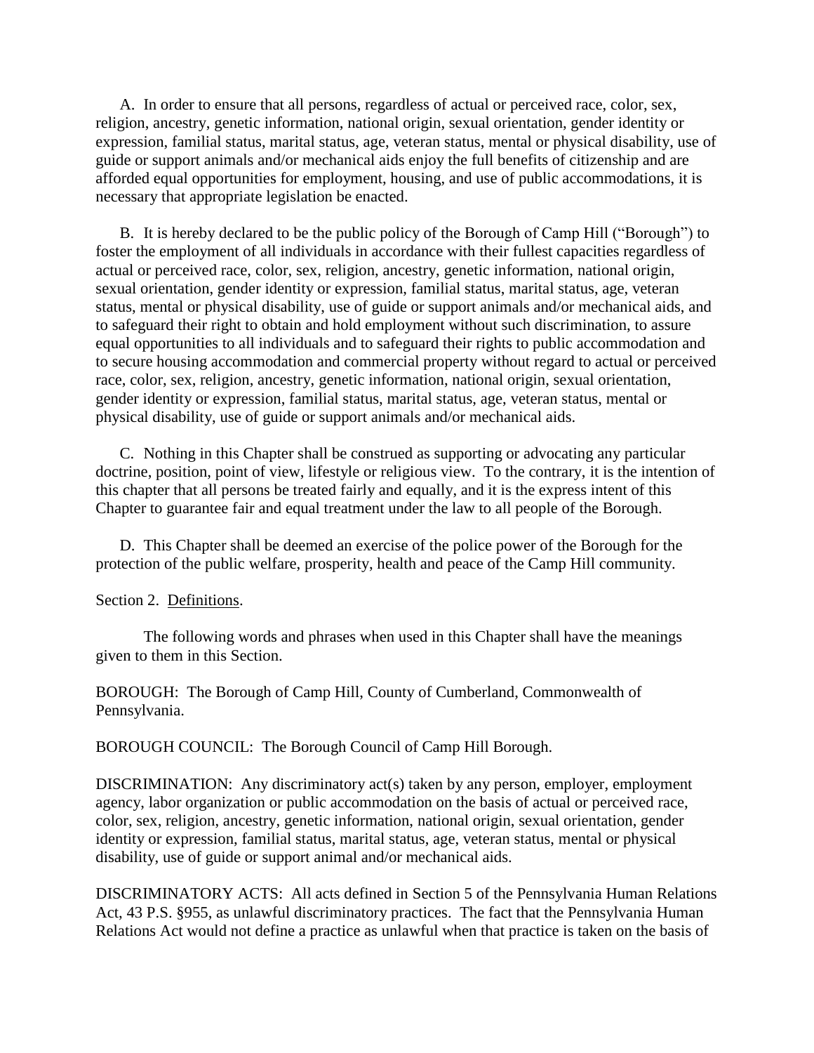A. In order to ensure that all persons, regardless of actual or perceived race, color, sex, religion, ancestry, genetic information, national origin, sexual orientation, gender identity or expression, familial status, marital status, age, veteran status, mental or physical disability, use of guide or support animals and/or mechanical aids enjoy the full benefits of citizenship and are afforded equal opportunities for employment, housing, and use of public accommodations, it is necessary that appropriate legislation be enacted.

B. It is hereby declared to be the public policy of the Borough of Camp Hill ("Borough") to foster the employment of all individuals in accordance with their fullest capacities regardless of actual or perceived race, color, sex, religion, ancestry, genetic information, national origin, sexual orientation, gender identity or expression, familial status, marital status, age, veteran status, mental or physical disability, use of guide or support animals and/or mechanical aids, and to safeguard their right to obtain and hold employment without such discrimination, to assure equal opportunities to all individuals and to safeguard their rights to public accommodation and to secure housing accommodation and commercial property without regard to actual or perceived race, color, sex, religion, ancestry, genetic information, national origin, sexual orientation, gender identity or expression, familial status, marital status, age, veteran status, mental or physical disability, use of guide or support animals and/or mechanical aids.

C. Nothing in this Chapter shall be construed as supporting or advocating any particular doctrine, position, point of view, lifestyle or religious view. To the contrary, it is the intention of this chapter that all persons be treated fairly and equally, and it is the express intent of this Chapter to guarantee fair and equal treatment under the law to all people of the Borough.

D. This Chapter shall be deemed an exercise of the police power of the Borough for the protection of the public welfare, prosperity, health and peace of the Camp Hill community.

Section 2. Definitions.

The following words and phrases when used in this Chapter shall have the meanings given to them in this Section.

BOROUGH: The Borough of Camp Hill, County of Cumberland, Commonwealth of Pennsylvania.

BOROUGH COUNCIL: The Borough Council of Camp Hill Borough.

DISCRIMINATION: Any discriminatory act(s) taken by any person, employer, employment agency, labor organization or public accommodation on the basis of actual or perceived race, color, sex, religion, ancestry, genetic information, national origin, sexual orientation, gender identity or expression, familial status, marital status, age, veteran status, mental or physical disability, use of guide or support animal and/or mechanical aids.

DISCRIMINATORY ACTS: All acts defined in Section 5 of the Pennsylvania Human Relations Act, 43 P.S. §955, as unlawful discriminatory practices. The fact that the Pennsylvania Human Relations Act would not define a practice as unlawful when that practice is taken on the basis of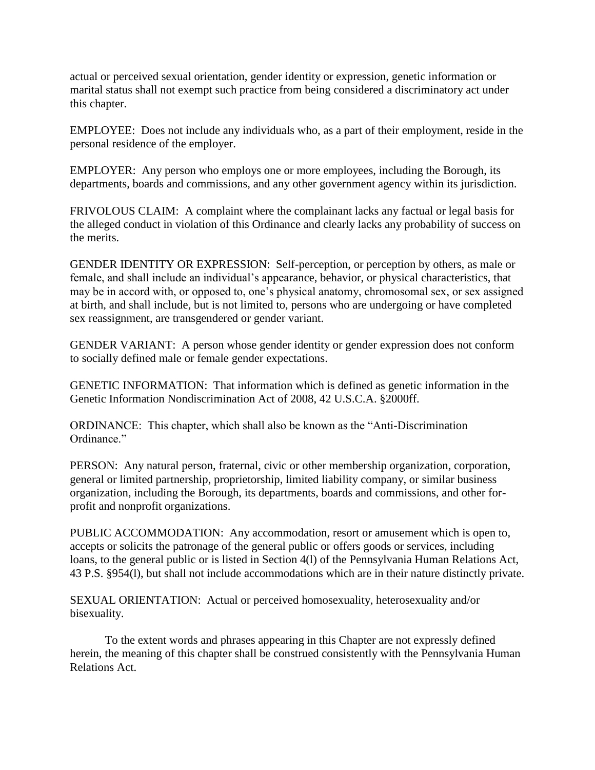actual or perceived sexual orientation, gender identity or expression, genetic information or marital status shall not exempt such practice from being considered a discriminatory act under this chapter.

EMPLOYEE: Does not include any individuals who, as a part of their employment, reside in the personal residence of the employer.

EMPLOYER: Any person who employs one or more employees, including the Borough, its departments, boards and commissions, and any other government agency within its jurisdiction.

FRIVOLOUS CLAIM: A complaint where the complainant lacks any factual or legal basis for the alleged conduct in violation of this Ordinance and clearly lacks any probability of success on the merits.

GENDER IDENTITY OR EXPRESSION: Self-perception, or perception by others, as male or female, and shall include an individual's appearance, behavior, or physical characteristics, that may be in accord with, or opposed to, one's physical anatomy, chromosomal sex, or sex assigned at birth, and shall include, but is not limited to, persons who are undergoing or have completed sex reassignment, are transgendered or gender variant.

GENDER VARIANT: A person whose gender identity or gender expression does not conform to socially defined male or female gender expectations.

GENETIC INFORMATION: That information which is defined as genetic information in the Genetic Information Nondiscrimination Act of 2008, 42 U.S.C.A. §2000ff.

ORDINANCE: This chapter, which shall also be known as the "Anti-Discrimination Ordinance."

PERSON: Any natural person, fraternal, civic or other membership organization, corporation, general or limited partnership, proprietorship, limited liability company, or similar business organization, including the Borough, its departments, boards and commissions, and other for-profit and nonprofit organizations.

PUBLIC ACCOMMODATION: Any accommodation, resort or amusement which is open to, accepts or solicits the patronage of the general public or offers goods or services, including loans, to the general public or is listed in Section 4(l) of the Pennsylvania Human Relations Act, 43 P.S. §954(l), but shall not include accommodations which are in their nature distinctly private.

SEXUAL ORIENTATION: Actual or perceived homosexuality, heterosexuality and/or bisexuality.

To the extent words and phrases appearing in this Chapter are not expressly defined herein, the meaning of this chapter shall be construed consistently with the Pennsylvania Human Relations Act.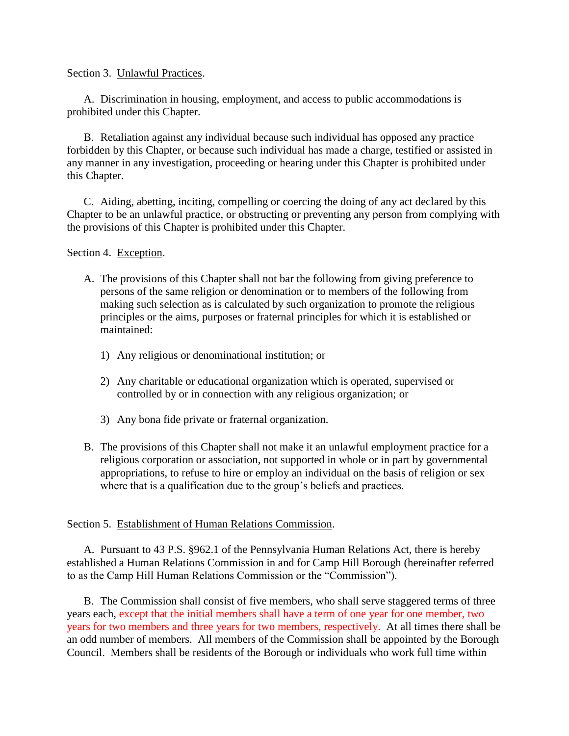Section 3. Unlawful Practices.

A. Discrimination in housing, employment, and access to public accommodations is prohibited under this Chapter.

B. Retaliation against any individual because such individual has opposed any practice forbidden by this Chapter, or because such individual has made a charge, testified or assisted in any manner in any investigation, proceeding or hearing under this Chapter is prohibited under this Chapter.

C. Aiding, abetting, inciting, compelling or coercing the doing of any act declared by this Chapter to be an unlawful practice, or obstructing or preventing any person from complying with the provisions of this Chapter is prohibited under this Chapter.

Section 4. Exception.

A. The provisions of this Chapter shall not bar the following from giving preference to persons of the same religion or denomination or to members of the following from making such selection as is calculated by such organization to promote the religious principles or the aims, purposes or fraternal principles for which it is established or maintained:

   1) Any religious or denominational institution; or

   2) Any charitable or educational organization which is operated, supervised or controlled by or in connection with any religious organization; or

   3) Any bona fide private or fraternal organization.

B. The provisions of this Chapter shall not make it an unlawful employment practice for a religious corporation or association, not supported in whole or in part by governmental appropriations, to refuse to hire or employ an individual on the basis of religion or sex where that is a qualification due to the group's beliefs and practices.

Section 5. Establishment of Human Relations Commission.

A. Pursuant to 43 P.S. §962.1 of the Pennsylvania Human Relations Act, there is hereby established a Human Relations Commission in and for Camp Hill Borough (hereinafter referred to as the Camp Hill Human Relations Commission or the "Commission").

B. The Commission shall consist of five members, who shall serve staggered terms of three years each, except that the initial members shall have a term of one year for one member, two years for two members and three years for two members, respectively. At all times there shall be an odd number of members. All members of the Commission shall be appointed by the Borough Council. Members shall be residents of the Borough or individuals who work full time within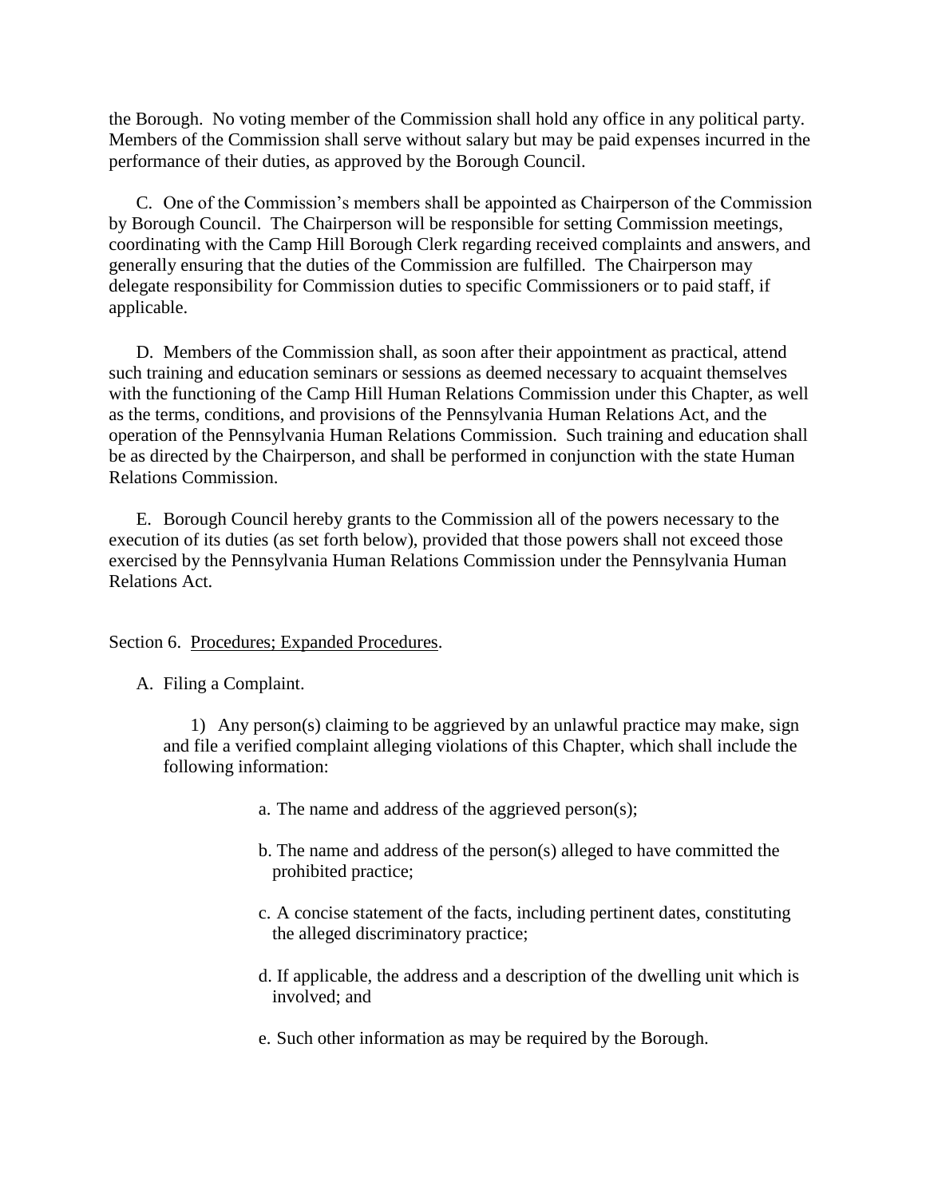the Borough. No voting member of the Commission shall hold any office in any political party. Members of the Commission shall serve without salary but may be paid expenses incurred in the performance of their duties, as approved by the Borough Council.

C. One of the Commission's members shall be appointed as Chairperson of the Commission by Borough Council. The Chairperson will be responsible for setting Commission meetings, coordinating with the Camp Hill Borough Clerk regarding received complaints and answers, and generally ensuring that the duties of the Commission are fulfilled. The Chairperson may delegate responsibility for Commission duties to specific Commissioners or to paid staff, if applicable.

D. Members of the Commission shall, as soon after their appointment as practical, attend such training and education seminars or sessions as deemed necessary to acquaint themselves with the functioning of the Camp Hill Human Relations Commission under this Chapter, as well as the terms, conditions, and provisions of the Pennsylvania Human Relations Act, and the operation of the Pennsylvania Human Relations Commission. Such training and education shall be as directed by the Chairperson, and shall be performed in conjunction with the state Human Relations Commission.

E. Borough Council hereby grants to the Commission all of the powers necessary to the execution of its duties (as set forth below), provided that those powers shall not exceed those exercised by the Pennsylvania Human Relations Commission under the Pennsylvania Human Relations Act.

Section 6. Procedures; Expanded Procedures.

A. Filing a Complaint.

1) Any person(s) claiming to be aggrieved by an unlawful practice may make, sign and file a verified complaint alleging violations of this Chapter, which shall include the following information:

a. The name and address of the aggrieved person(s);

b. The name and address of the person(s) alleged to have committed the prohibited practice;

c. A concise statement of the facts, including pertinent dates, constituting the alleged discriminatory practice;

d. If applicable, the address and a description of the dwelling unit which is involved; and

e. Such other information as may be required by the Borough.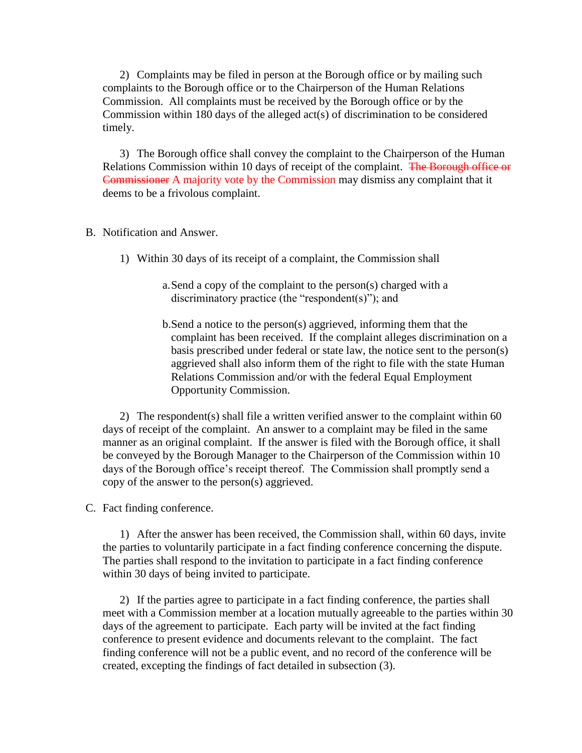2) Complaints may be filed in person at the Borough office or by mailing such complaints to the Borough office or to the Chairperson of the Human Relations Commission. All complaints must be received by the Borough office or by the Commission within 180 days of the alleged act(s) of discrimination to be considered timely.

3) The Borough office shall convey the complaint to the Chairperson of the Human Relations Commission within 10 days of receipt of the complaint. ~~The Borough office or Commissioner~~ A majority vote by the Commission may dismiss any complaint that it deems to be a frivolous complaint.

B. Notification and Answer.

1) Within 30 days of its receipt of a complaint, the Commission shall

a. Send a copy of the complaint to the person(s) charged with a discriminatory practice (the "respondent(s)"); and

b. Send a notice to the person(s) aggrieved, informing them that the complaint has been received. If the complaint alleges discrimination on a basis prescribed under federal or state law, the notice sent to the person(s) aggrieved shall also inform them of the right to file with the state Human Relations Commission and/or with the federal Equal Employment Opportunity Commission.

2) The respondent(s) shall file a written verified answer to the complaint within 60 days of receipt of the complaint. An answer to a complaint may be filed in the same manner as an original complaint. If the answer is filed with the Borough office, it shall be conveyed by the Borough Manager to the Chairperson of the Commission within 10 days of the Borough office's receipt thereof. The Commission shall promptly send a copy of the answer to the person(s) aggrieved.

C. Fact finding conference.

1) After the answer has been received, the Commission shall, within 60 days, invite the parties to voluntarily participate in a fact finding conference concerning the dispute. The parties shall respond to the invitation to participate in a fact finding conference within 30 days of being invited to participate.

2) If the parties agree to participate in a fact finding conference, the parties shall meet with a Commission member at a location mutually agreeable to the parties within 30 days of the agreement to participate. Each party will be invited at the fact finding conference to present evidence and documents relevant to the complaint. The fact finding conference will not be a public event, and no record of the conference will be created, excepting the findings of fact detailed in subsection (3).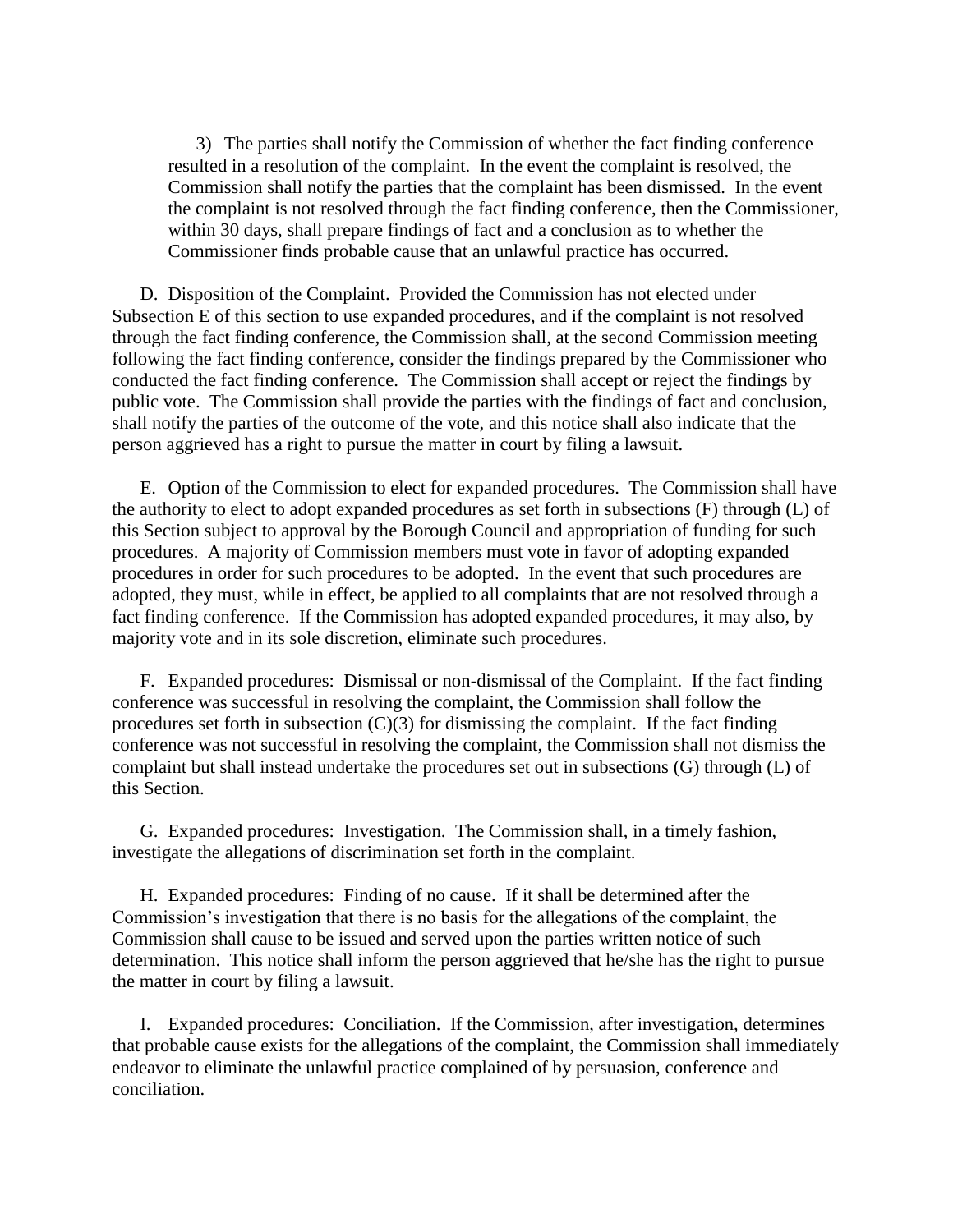3) The parties shall notify the Commission of whether the fact finding conference resulted in a resolution of the complaint. In the event the complaint is resolved, the Commission shall notify the parties that the complaint has been dismissed. In the event the complaint is not resolved through the fact finding conference, then the Commissioner, within 30 days, shall prepare findings of fact and a conclusion as to whether the Commissioner finds probable cause that an unlawful practice has occurred.

D. Disposition of the Complaint. Provided the Commission has not elected under Subsection E of this section to use expanded procedures, and if the complaint is not resolved through the fact finding conference, the Commission shall, at the second Commission meeting following the fact finding conference, consider the findings prepared by the Commissioner who conducted the fact finding conference. The Commission shall accept or reject the findings by public vote. The Commission shall provide the parties with the findings of fact and conclusion, shall notify the parties of the outcome of the vote, and this notice shall also indicate that the person aggrieved has a right to pursue the matter in court by filing a lawsuit.

E. Option of the Commission to elect for expanded procedures. The Commission shall have the authority to elect to adopt expanded procedures as set forth in subsections (F) through (L) of this Section subject to approval by the Borough Council and appropriation of funding for such procedures. A majority of Commission members must vote in favor of adopting expanded procedures in order for such procedures to be adopted. In the event that such procedures are adopted, they must, while in effect, be applied to all complaints that are not resolved through a fact finding conference. If the Commission has adopted expanded procedures, it may also, by majority vote and in its sole discretion, eliminate such procedures.

F. Expanded procedures: Dismissal or non-dismissal of the Complaint. If the fact finding conference was successful in resolving the complaint, the Commission shall follow the procedures set forth in subsection (C)(3) for dismissing the complaint. If the fact finding conference was not successful in resolving the complaint, the Commission shall not dismiss the complaint but shall instead undertake the procedures set out in subsections (G) through (L) of this Section.

G. Expanded procedures: Investigation. The Commission shall, in a timely fashion, investigate the allegations of discrimination set forth in the complaint.

H. Expanded procedures: Finding of no cause. If it shall be determined after the Commission's investigation that there is no basis for the allegations of the complaint, the Commission shall cause to be issued and served upon the parties written notice of such determination. This notice shall inform the person aggrieved that he/she has the right to pursue the matter in court by filing a lawsuit.

I. Expanded procedures: Conciliation. If the Commission, after investigation, determines that probable cause exists for the allegations of the complaint, the Commission shall immediately endeavor to eliminate the unlawful practice complained of by persuasion, conference and conciliation.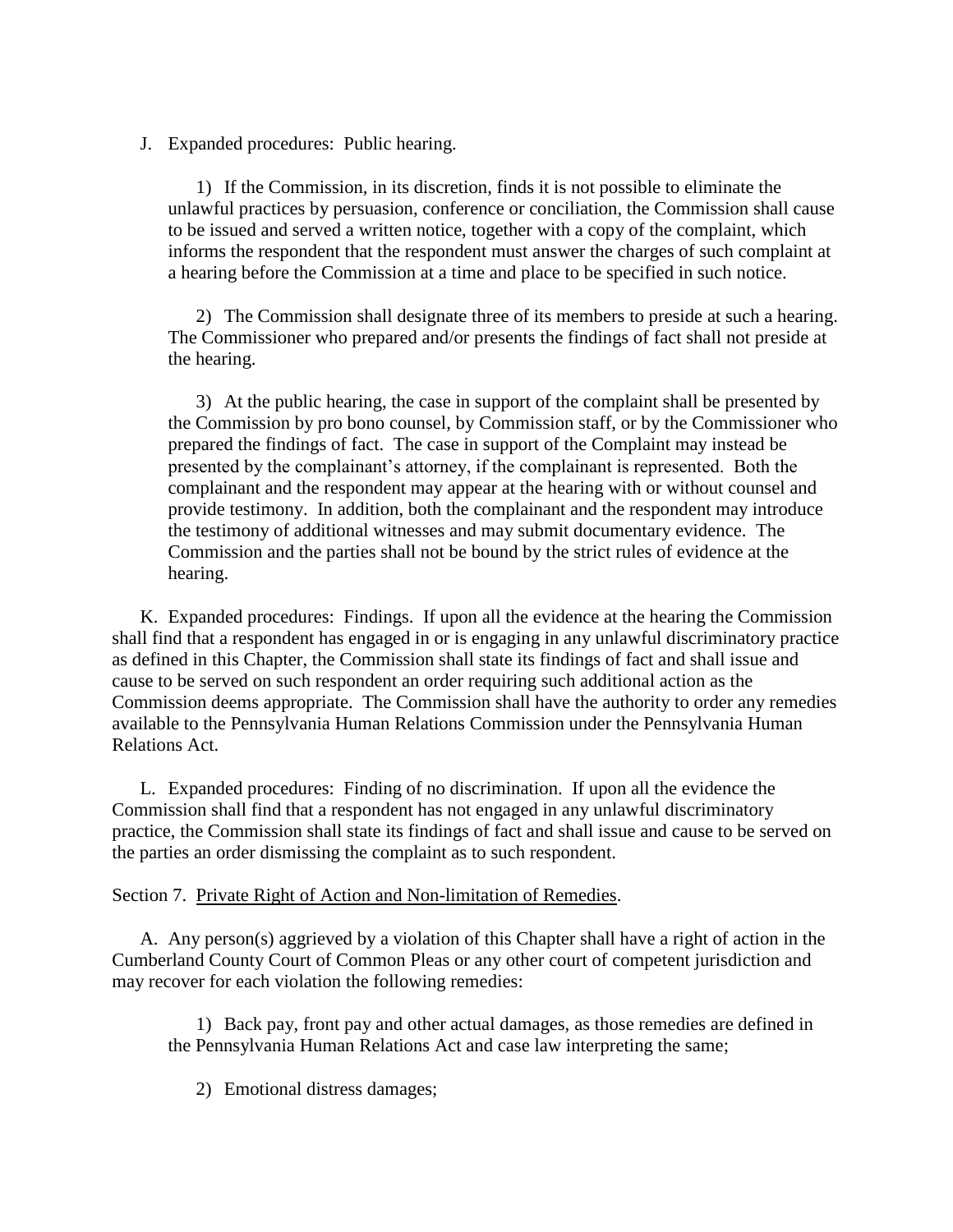J. Expanded procedures: Public hearing.

1) If the Commission, in its discretion, finds it is not possible to eliminate the unlawful practices by persuasion, conference or conciliation, the Commission shall cause to be issued and served a written notice, together with a copy of the complaint, which informs the respondent that the respondent must answer the charges of such complaint at a hearing before the Commission at a time and place to be specified in such notice.

2) The Commission shall designate three of its members to preside at such a hearing. The Commissioner who prepared and/or presents the findings of fact shall not preside at the hearing.

3) At the public hearing, the case in support of the complaint shall be presented by the Commission by pro bono counsel, by Commission staff, or by the Commissioner who prepared the findings of fact. The case in support of the Complaint may instead be presented by the complainant's attorney, if the complainant is represented. Both the complainant and the respondent may appear at the hearing with or without counsel and provide testimony. In addition, both the complainant and the respondent may introduce the testimony of additional witnesses and may submit documentary evidence. The Commission and the parties shall not be bound by the strict rules of evidence at the hearing.

K. Expanded procedures: Findings. If upon all the evidence at the hearing the Commission shall find that a respondent has engaged in or is engaging in any unlawful discriminatory practice as defined in this Chapter, the Commission shall state its findings of fact and shall issue and cause to be served on such respondent an order requiring such additional action as the Commission deems appropriate. The Commission shall have the authority to order any remedies available to the Pennsylvania Human Relations Commission under the Pennsylvania Human Relations Act.

L. Expanded procedures: Finding of no discrimination. If upon all the evidence the Commission shall find that a respondent has not engaged in any unlawful discriminatory practice, the Commission shall state its findings of fact and shall issue and cause to be served on the parties an order dismissing the complaint as to such respondent.

Section 7. Private Right of Action and Non-limitation of Remedies.

A. Any person(s) aggrieved by a violation of this Chapter shall have a right of action in the Cumberland County Court of Common Pleas or any other court of competent jurisdiction and may recover for each violation the following remedies:

1) Back pay, front pay and other actual damages, as those remedies are defined in the Pennsylvania Human Relations Act and case law interpreting the same;

2) Emotional distress damages;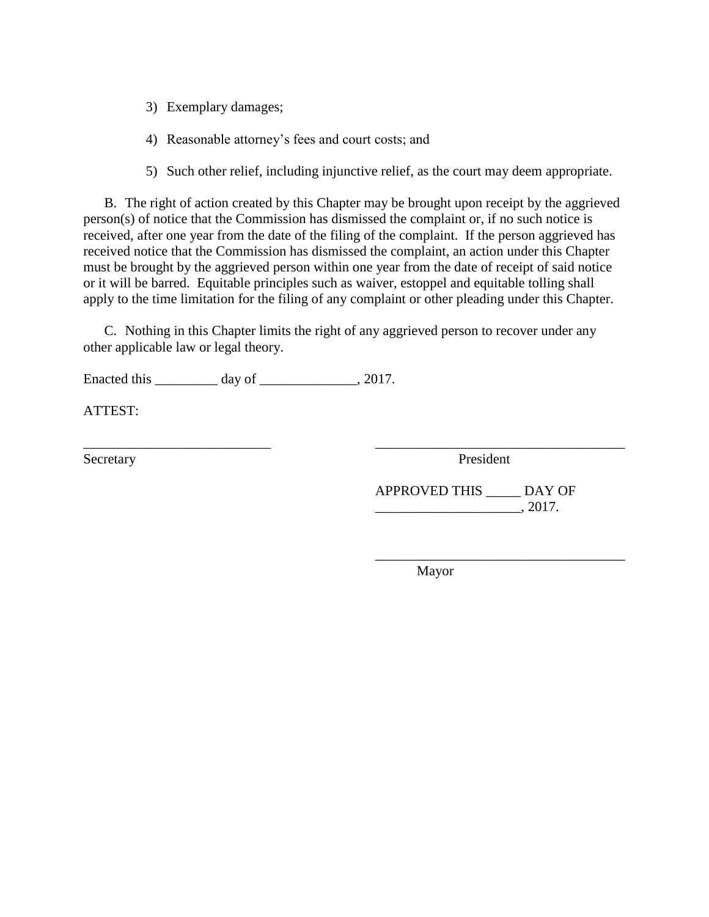3) Exemplary damages;

4) Reasonable attorney's fees and court costs; and

5) Such other relief, including injunctive relief, as the court may deem appropriate.

B. The right of action created by this Chapter may be brought upon receipt by the aggrieved person(s) of notice that the Commission has dismissed the complaint or, if no such notice is received, after one year from the date of the filing of the complaint. If the person aggrieved has received notice that the Commission has dismissed the complaint, an action under this Chapter must be brought by the aggrieved person within one year from the date of receipt of said notice or it will be barred. Equitable principles such as waiver, estoppel and equitable tolling shall apply to the time limitation for the filing of any complaint or other pleading under this Chapter.

C. Nothing in this Chapter limits the right of any aggrieved person to recover under any other applicable law or legal theory.

Enacted this _________ day of ______________, 2017.

ATTEST:

___________________________ Secretary

____________________________________ President

APPROVED THIS _____ DAY OF ____________________, 2017.

____________________________________ Mayor